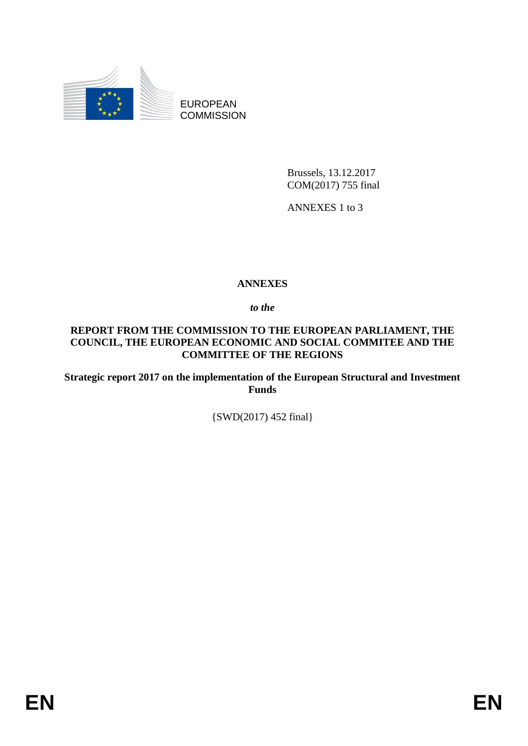EUROPEAN COMMISSION

Brussels, 13.12.2017
COM(2017) 755 final

ANNEXES 1 to 3

# ANNEXES

***to the***

**REPORT FROM THE COMMISSION TO THE EUROPEAN PARLIAMENT, THE COUNCIL, THE EUROPEAN ECONOMIC AND SOCIAL COMMITEE AND THE COMMITTEE OF THE REGIONS**

**Strategic report 2017 on the implementation of the European Structural and Investment Funds**

{SWD(2017) 452 final}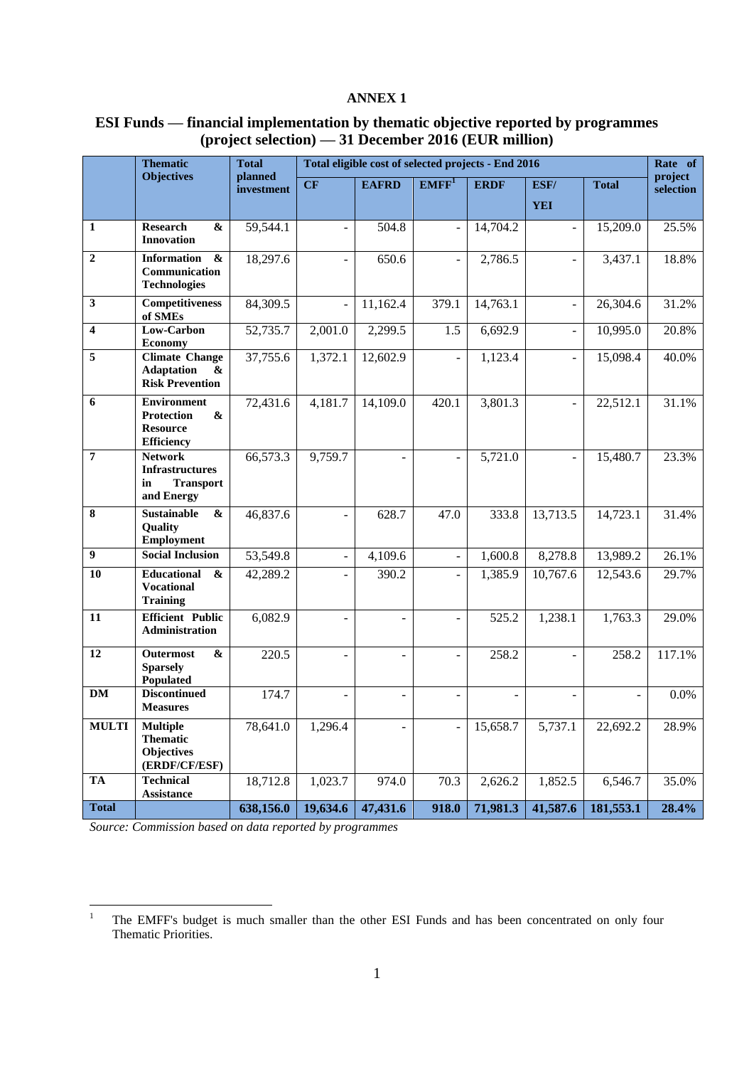## ANNEX 1

## ESI Funds — financial implementation by thematic objective reported by programmes (project selection) — 31 December 2016 (EUR million)

| | Thematic Objectives | Total planned investment | Total eligible cost of selected projects - End 2016 | | | | | | Rate of project selection |
|---|---|---|---|---|---|---|---|---|---|
| | | | CF | EAFRD | EMFF[1] | ERDF | ESF/ YEI | Total | |
| **1** | **Research & Innovation** | 59,544.1 | - | 504.8 | - | 14,704.2 | - | 15,209.0 | 25.5% |
| **2** | **Information & Communication Technologies** | 18,297.6 | - | 650.6 | - | 2,786.5 | - | 3,437.1 | 18.8% |
| **3** | **Competitiveness of SMEs** | 84,309.5 | - | 11,162.4 | 379.1 | 14,763.1 | - | 26,304.6 | 31.2% |
| **4** | **Low-Carbon Economy** | 52,735.7 | 2,001.0 | 2,299.5 | 1.5 | 6,692.9 | - | 10,995.0 | 20.8% |
| **5** | **Climate Change Adaptation & Risk Prevention** | 37,755.6 | 1,372.1 | 12,602.9 | - | 1,123.4 | - | 15,098.4 | 40.0% |
| **6** | **Environment Protection & Resource Efficiency** | 72,431.6 | 4,181.7 | 14,109.0 | 420.1 | 3,801.3 | - | 22,512.1 | 31.1% |
| **7** | **Network Infrastructures in Transport and Energy** | 66,573.3 | 9,759.7 | - | - | 5,721.0 | - | 15,480.7 | 23.3% |
| **8** | **Sustainable & Quality Employment** | 46,837.6 | - | 628.7 | 47.0 | 333.8 | 13,713.5 | 14,723.1 | 31.4% |
| **9** | **Social Inclusion** | 53,549.8 | - | 4,109.6 | - | 1,600.8 | 8,278.8 | 13,989.2 | 26.1% |
| **10** | **Educational & Vocational Training** | 42,289.2 | - | 390.2 | - | 1,385.9 | 10,767.6 | 12,543.6 | 29.7% |
| **11** | **Efficient Public Administration** | 6,082.9 | - | - | - | 525.2 | 1,238.1 | 1,763.3 | 29.0% |
| **12** | **Outermost & Sparsely Populated** | 220.5 | - | - | - | 258.2 | - | 258.2 | 117.1% |
| **DM** | **Discontinued Measures** | 174.7 | - | - | - | - | - | - | 0.0% |
| **MULTI** | **Multiple Thematic Objectives (ERDF/CF/ESF)** | 78,641.0 | 1,296.4 | - | - | 15,658.7 | 5,737.1 | 22,692.2 | 28.9% |
| **TA** | **Technical Assistance** | 18,712.8 | 1,023.7 | 974.0 | 70.3 | 2,626.2 | 1,852.5 | 6,546.7 | 35.0% |
| **Total** | | **638,156.0** | **19,634.6** | **47,431.6** | **918.0** | **71,981.3** | **41,587.6** | **181,553.1** | **28.4%** |

*Source: Commission based on data reported by programmes*

[1] The EMFF's budget is much smaller than the other ESI Funds and has been concentrated on only four Thematic Priorities.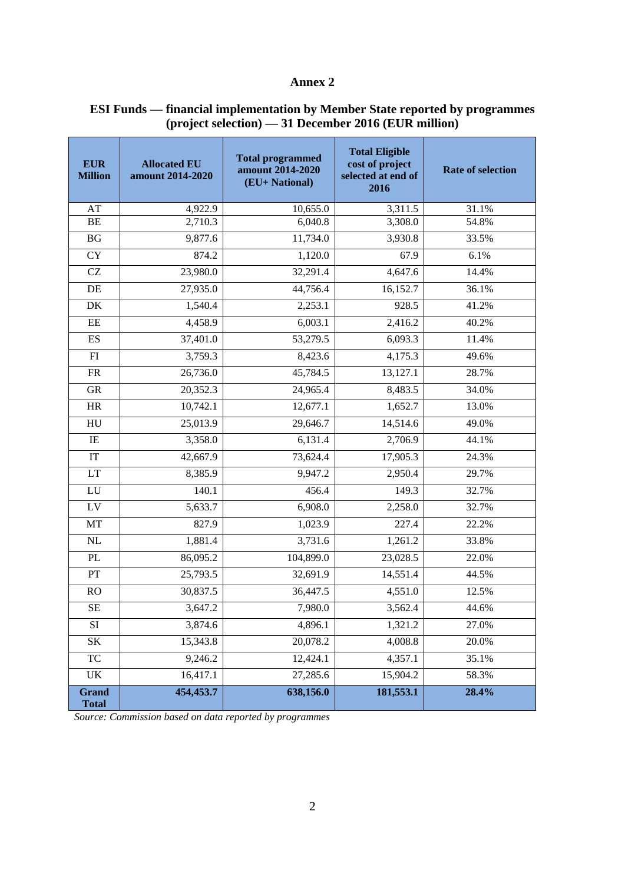# Annex 2

## ESI Funds — financial implementation by Member State reported by programmes (project selection) — 31 December 2016 (EUR million)

| EUR Million | Allocated EU amount 2014-2020 | Total programmed amount 2014-2020 (EU+ National) | Total Eligible cost of project selected at end of 2016 | Rate of selection |
|---|---|---|---|---|
| AT | 4,922.9 | 10,655.0 | 3,311.5 | 31.1% |
| BE | 2,710.3 | 6,040.8 | 3,308.0 | 54.8% |
| BG | 9,877.6 | 11,734.0 | 3,930.8 | 33.5% |
| CY | 874.2 | 1,120.0 | 67.9 | 6.1% |
| CZ | 23,980.0 | 32,291.4 | 4,647.6 | 14.4% |
| DE | 27,935.0 | 44,756.4 | 16,152.7 | 36.1% |
| DK | 1,540.4 | 2,253.1 | 928.5 | 41.2% |
| EE | 4,458.9 | 6,003.1 | 2,416.2 | 40.2% |
| ES | 37,401.0 | 53,279.5 | 6,093.3 | 11.4% |
| FI | 3,759.3 | 8,423.6 | 4,175.3 | 49.6% |
| FR | 26,736.0 | 45,784.5 | 13,127.1 | 28.7% |
| GR | 20,352.3 | 24,965.4 | 8,483.5 | 34.0% |
| HR | 10,742.1 | 12,677.1 | 1,652.7 | 13.0% |
| HU | 25,013.9 | 29,646.7 | 14,514.6 | 49.0% |
| IE | 3,358.0 | 6,131.4 | 2,706.9 | 44.1% |
| IT | 42,667.9 | 73,624.4 | 17,905.3 | 24.3% |
| LT | 8,385.9 | 9,947.2 | 2,950.4 | 29.7% |
| LU | 140.1 | 456.4 | 149.3 | 32.7% |
| LV | 5,633.7 | 6,908.0 | 2,258.0 | 32.7% |
| MT | 827.9 | 1,023.9 | 227.4 | 22.2% |
| NL | 1,881.4 | 3,731.6 | 1,261.2 | 33.8% |
| PL | 86,095.2 | 104,899.0 | 23,028.5 | 22.0% |
| PT | 25,793.5 | 32,691.9 | 14,551.4 | 44.5% |
| RO | 30,837.5 | 36,447.5 | 4,551.0 | 12.5% |
| SE | 3,647.2 | 7,980.0 | 3,562.4 | 44.6% |
| SI | 3,874.6 | 4,896.1 | 1,321.2 | 27.0% |
| SK | 15,343.8 | 20,078.2 | 4,008.8 | 20.0% |
| TC | 9,246.2 | 12,424.1 | 4,357.1 | 35.1% |
| UK | 16,417.1 | 27,285.6 | 15,904.2 | 58.3% |
| **Grand Total** | **454,453.7** | **638,156.0** | **181,553.1** | **28.4%** |

*Source: Commission based on data reported by programmes*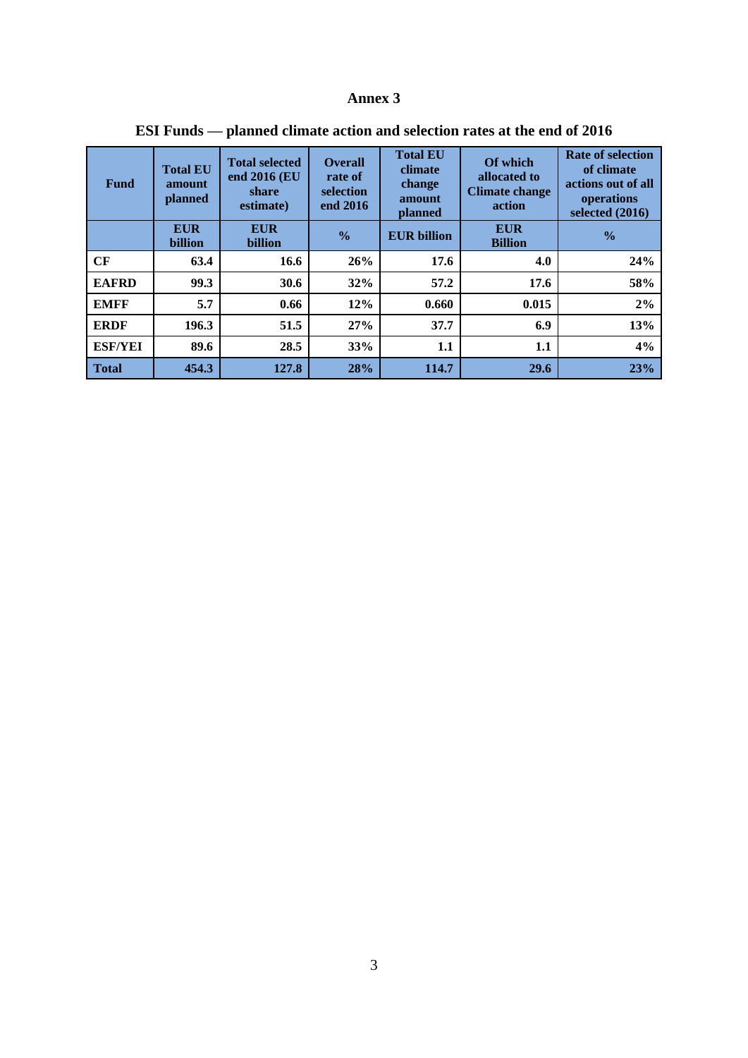# Annex 3

## ESI Funds — planned climate action and selection rates at the end of 2016

| Fund | Total EU amount planned | Total selected end 2016 (EU share estimate) | Overall rate of selection end 2016 | Total EU climate change amount planned | Of which allocated to Climate change action | Rate of selection of climate actions out of all operations selected (2016) |
|---|---|---|---|---|---|---|
| | EUR billion | EUR billion | % | EUR billion | EUR Billion | % |
| **CF** | **63.4** | **16.6** | **26%** | **17.6** | **4.0** | **24%** |
| **EAFRD** | **99.3** | **30.6** | **32%** | **57.2** | **17.6** | **58%** |
| **EMFF** | **5.7** | **0.66** | **12%** | **0.660** | **0.015** | **2%** |
| **ERDF** | **196.3** | **51.5** | **27%** | **37.7** | **6.9** | **13%** |
| **ESF/YEI** | **89.6** | **28.5** | **33%** | **1.1** | **1.1** | **4%** |
| **Total** | **454.3** | **127.8** | **28%** | **114.7** | **29.6** | **23%** |